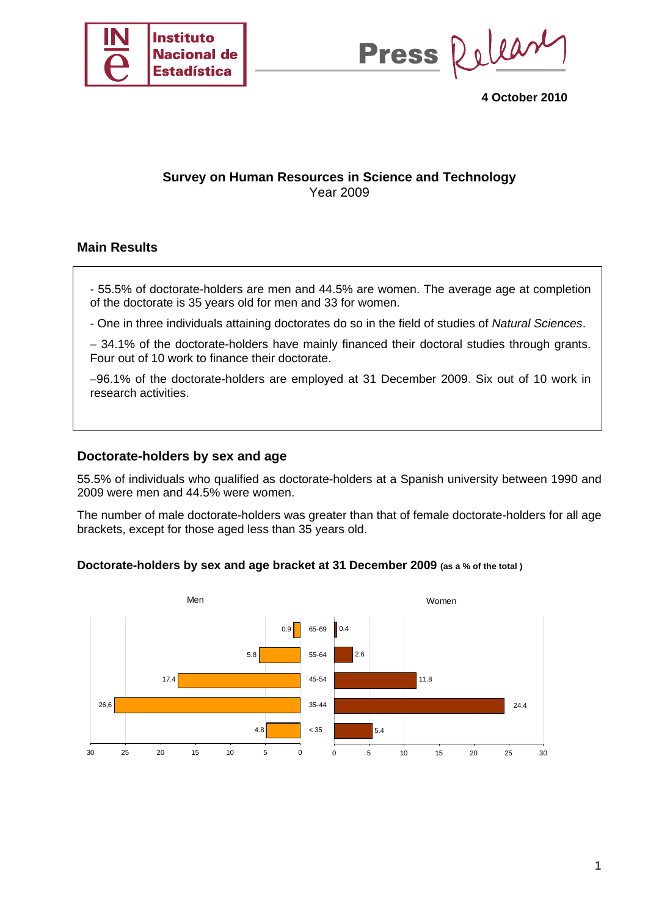4 October 2010

# Survey on Human Resources in Science and Technology

Year 2009

## Main Results

- 55.5% of doctorate-holders are men and 44.5% are women. The average age at completion of the doctorate is 35 years old for men and 33 for women.

- One in three individuals attaining doctorates do so in the field of studies of *Natural Sciences*.

– 34.1% of the doctorate-holders have mainly financed their doctoral studies through grants. Four out of 10 work to finance their doctorate.

–96.1% of the doctorate-holders are employed at 31 December 2009. Six out of 10 work in research activities.

## Doctorate-holders by sex and age

55.5% of individuals who qualified as doctorate-holders at a Spanish university between 1990 and 2009 were men and 44.5% were women.

The number of male doctorate-holders was greater than that of female doctorate-holders for all age brackets, except for those aged less than 35 years old.

### Doctorate-holders by sex and age bracket at 31 December 2009 (as a % of the total )

| Age bracket | Men | Women |
|---|---|---|
| 65-69 | 0.9 | 0.4 |
| 55-64 | 5.8 | 2.6 |
| 45-54 | 17.4 | 11.8 |
| 35-44 | 26,6 | 24.4 |
| < 35 | 4.8 | 5.4 |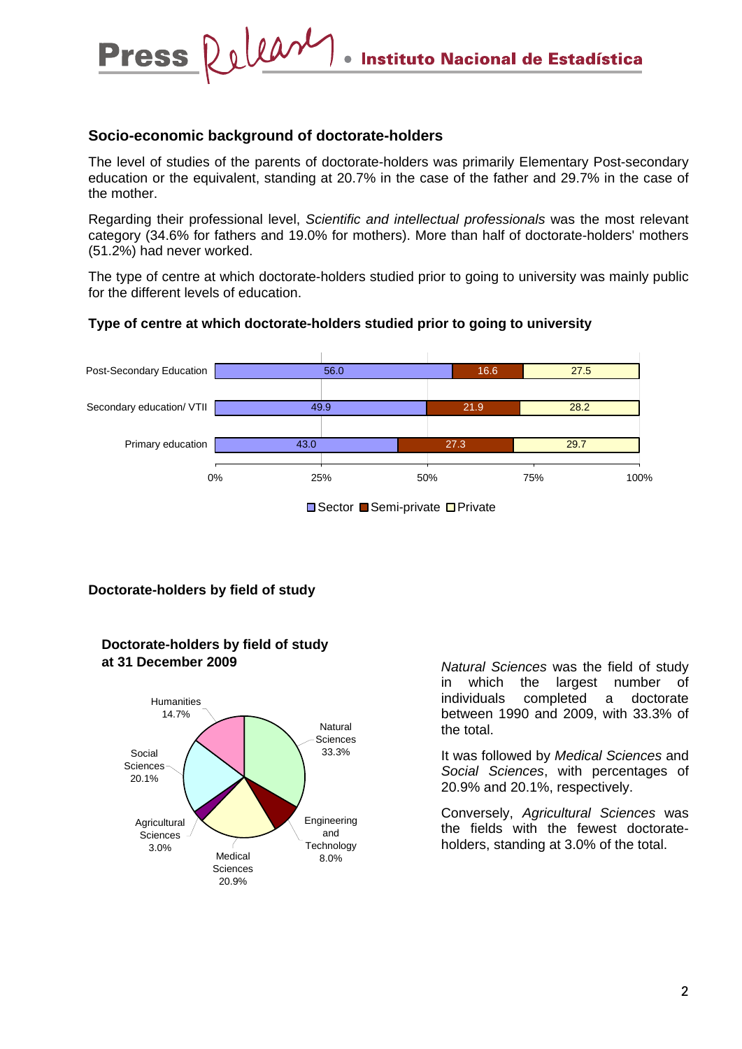## Socio-economic background of doctorate-holders

The level of studies of the parents of doctorate-holders was primarily Elementary Post-secondary education or the equivalent, standing at 20.7% in the case of the father and 29.7% in the case of the mother.

Regarding their professional level, *Scientific and intellectual professionals* was the most relevant category (34.6% for fathers and 19.0% for mothers). More than half of doctorate-holders' mothers (51.2%) had never worked.

The type of centre at which doctorate-holders studied prior to going to university was mainly public for the different levels of education.

### Type of centre at which doctorate-holders studied prior to going to university

| | Sector | Semi-private | Private |
|---|---|---|---|
| Post-Secondary Education | 56.0 | 16.6 | 27.5 |
| Secondary education/ VTII | 49.9 | 21.9 | 28.2 |
| Primary education | 43.0 | 27.3 | 29.7 |

## Doctorate-holders by field of study

### Doctorate-holders by field of study at 31 December 2009

| Field of study | % |
|---|---|
| Natural Sciences | 33.3% |
| Engineering and Technology | 8.0% |
| Medical Sciences | 20.9% |
| Agricultural Sciences | 3.0% |
| Social Sciences | 20.1% |
| Humanities | 14.7% |

*Natural Sciences* was the field of study in which the largest number of individuals completed a doctorate between 1990 and 2009, with 33.3% of the total.

It was followed by *Medical Sciences* and *Social Sciences*, with percentages of 20.9% and 20.1%, respectively.

Conversely, *Agricultural Sciences* was the fields with the fewest doctorate-holders, standing at 3.0% of the total.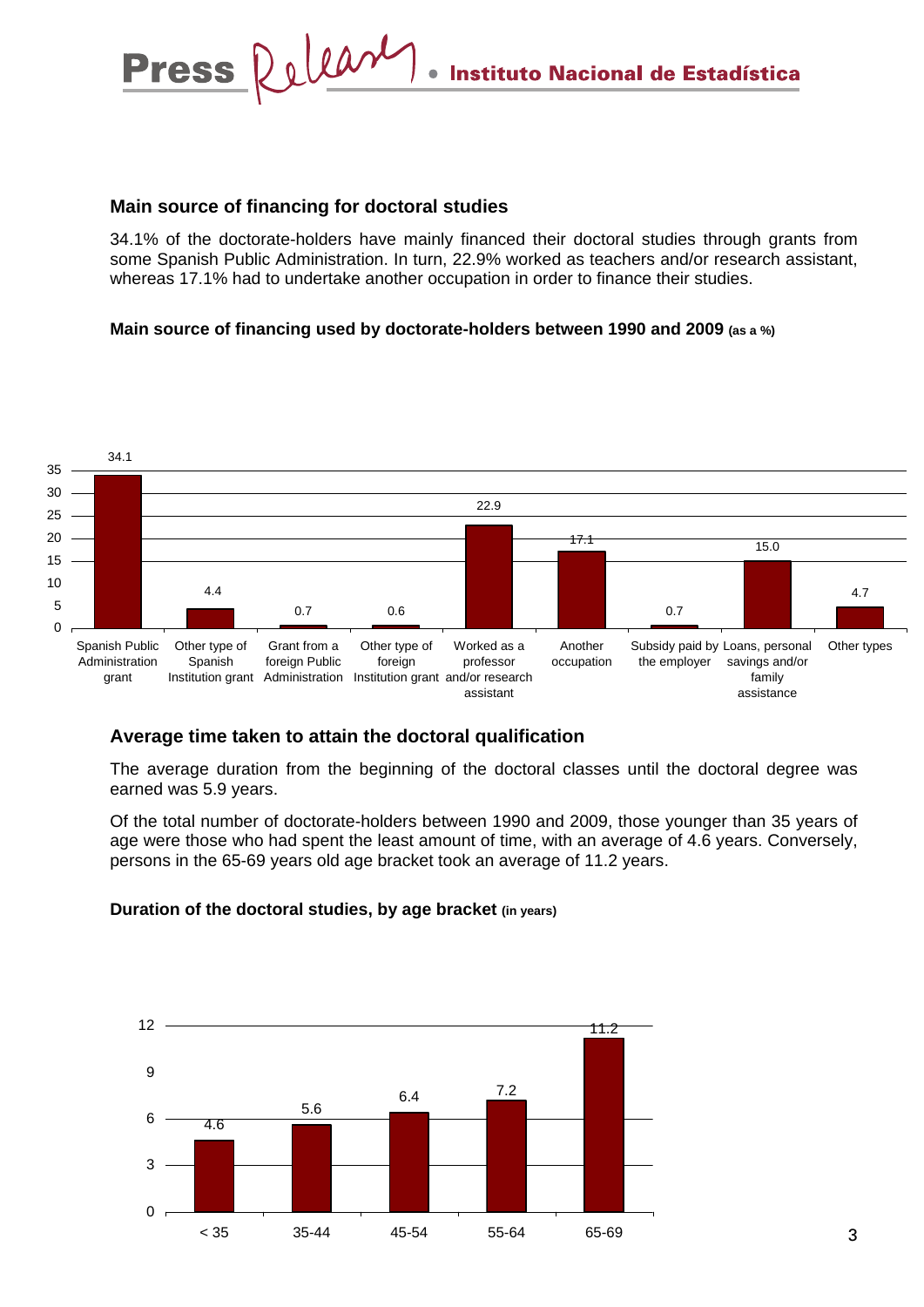## Main source of financing for doctoral studies

34.1% of the doctorate-holders have mainly financed their doctoral studies through grants from some Spanish Public Administration. In turn, 22.9% worked as teachers and/or research assistant, whereas 17.1% had to undertake another occupation in order to finance their studies.

**Main source of financing used by doctorate-holders between 1990 and 2009** (as a %)

| Source | % |
|---|---|
| Spanish Public Administration grant | 34.1 |
| Other type of Spanish Institution grant | 4.4 |
| Grant from a foreign Public Administration | 0.7 |
| Other type of foreign Institution grant | 0.6 |
| Worked as a professor and/or research assistant | 22.9 |
| Another occupation | 17.1 |
| Subsidy paid by the employer | 0.7 |
| Loans, personal savings and/or family assistance | 15.0 |
| Other types | 4.7 |

## Average time taken to attain the doctoral qualification

The average duration from the beginning of the doctoral classes until the doctoral degree was earned was 5.9 years.

Of the total number of doctorate-holders between 1990 and 2009, those younger than 35 years of age were those who had spent the least amount of time, with an average of 4.6 years. Conversely, persons in the 65-69 years old age bracket took an average of 11.2 years.

**Duration of the doctoral studies, by age bracket** (in years)

| Age bracket | Years |
|---|---|
| < 35 | 4.6 |
| 35-44 | 5.6 |
| 45-54 | 6.4 |
| 55-64 | 7.2 |
| 65-69 | 11.2 |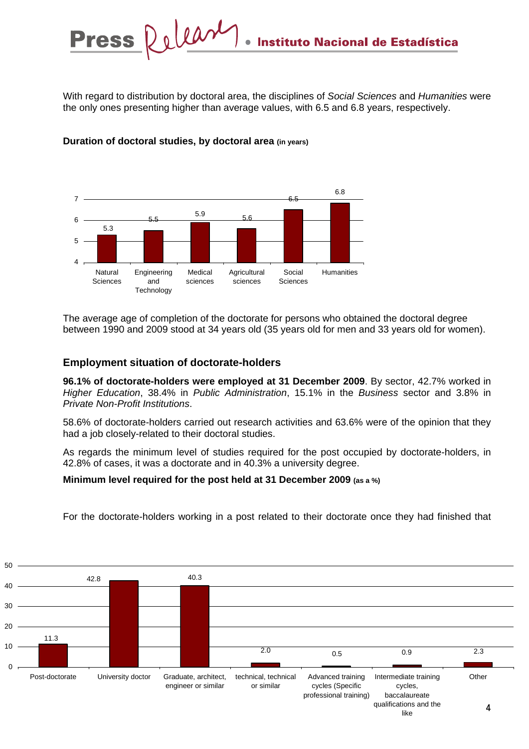With regard to distribution by doctoral area, the disciplines of *Social Sciences* and *Humanities* were the only ones presenting higher than average values, with 6.5 and 6.8 years, respectively.

**Duration of doctoral studies, by doctoral area (in years)**

| Doctoral area | Years |
|---|---|
| Natural Sciences | 5.3 |
| Engineering and Technology | 5.5 |
| Medical sciences | 5.9 |
| Agricultural sciences | 5.6 |
| Social Sciences | 6.5 |
| Humanities | 6.8 |

The average age of completion of the doctorate for persons who obtained the doctoral degree between 1990 and 2009 stood at 34 years old (35 years old for men and 33 years old for women).

## Employment situation of doctorate-holders

**96.1% of doctorate-holders were employed at 31 December 2009**. By sector, 42.7% worked in *Higher Education*, 38.4% in *Public Administration*, 15.1% in the *Business* sector and 3.8% in *Private Non-Profit Institutions*.

58.6% of doctorate-holders carried out research activities and 63.6% were of the opinion that they had a job closely-related to their doctoral studies.

As regards the minimum level of studies required for the post occupied by doctorate-holders, in 42.8% of cases, it was a doctorate and in 40.3% a university degree.

**Minimum level required for the post held at 31 December 2009 (as a %)**

| Level | % |
|---|---|
| Post-doctorate | 11.3 |
| University doctor | 42.8 |
| Graduate, architect, engineer or similar | 40.3 |
| technical, technical or similar | 2.0 |
| Advanced training cycles (Specific professional training) | 0.5 |
| Intermediate training cycles, baccalaureate qualifications and the like | 0.9 |
| Other | 2.3 |

For the doctorate-holders working in a post related to their doctorate once they had finished that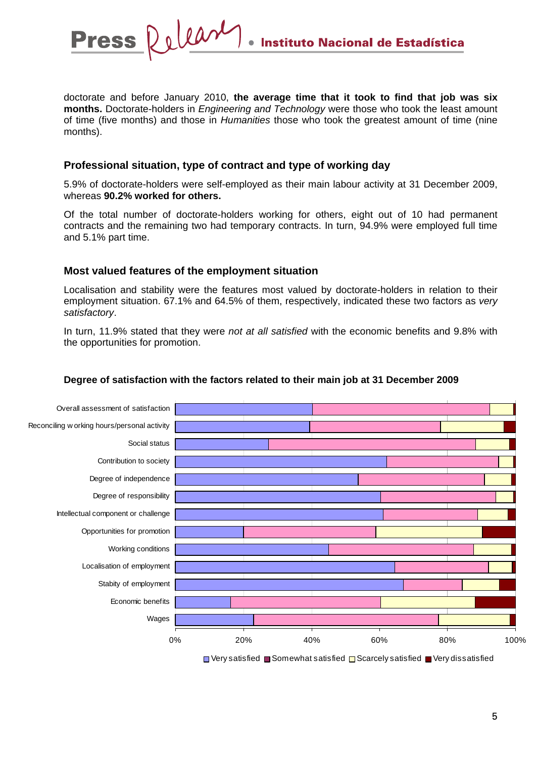doctorate and before January 2010, **the average time that it took to find that job was six months.** Doctorate-holders in *Engineering and Technology* were those who took the least amount of time (five months) and those in *Humanities* those who took the greatest amount of time (nine months).

## Professional situation, type of contract and type of working day

5.9% of doctorate-holders were self-employed as their main labour activity at 31 December 2009, whereas **90.2% worked for others.**

Of the total number of doctorate-holders working for others, eight out of 10 had permanent contracts and the remaining two had temporary contracts. In turn, 94.9% were employed full time and 5.1% part time.

## Most valued features of the employment situation

Localisation and stability were the features most valued by doctorate-holders in relation to their employment situation. 67.1% and 64.5% of them, respectively, indicated these two factors as *very satisfactory*.

In turn, 11.9% stated that they were *not at all satisfied* with the economic benefits and 9.8% with the opportunities for promotion.

**Degree of satisfaction with the factors related to their main job at 31 December 2009**

Overall assessment of satisfaction
Reconciling working hours/personal activity
Social status
Contribution to society
Degree of independence
Degree of responsibility
Intellectual component or challenge
Opportunities for promotion
Working conditions
Localisation of employment
Stabity of employment
Economic benefits
Wages

0% 20% 40% 60% 80% 100%

Very satisfied, Somewhat satisfied, Scarcely satisfied, Very dissatisfied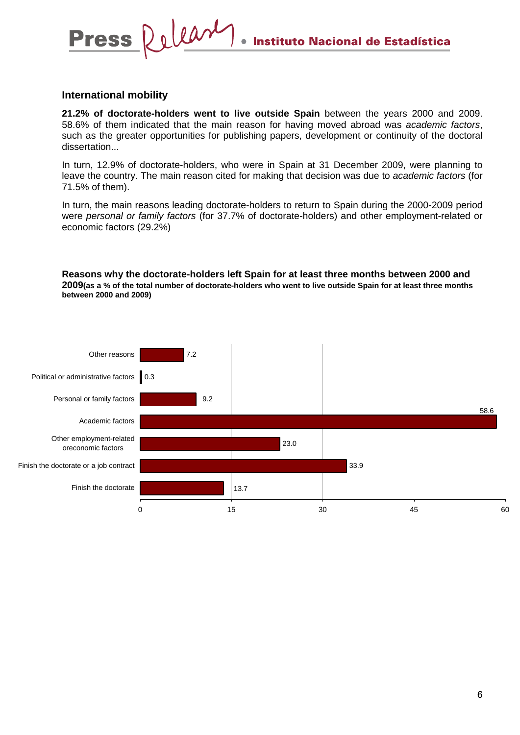## International mobility

**21.2% of doctorate-holders went to live outside Spain** between the years 2000 and 2009. 58.6% of them indicated that the main reason for having moved abroad was *academic factors*, such as the greater opportunities for publishing papers, development or continuity of the doctoral dissertation...

In turn, 12.9% of doctorate-holders, who were in Spain at 31 December 2009, were planning to leave the country. The main reason cited for making that decision was due to *academic factors* (for 71.5% of them).

In turn, the main reasons leading doctorate-holders to return to Spain during the 2000-2009 period were *personal or family factors* (for 37.7% of doctorate-holders) and other employment-related or economic factors (29.2%)

**Reasons why the doctorate-holders left Spain for at least three months between 2000 and 2009(as a % of the total number of doctorate-holders who went to live outside Spain for at least three months between 2000 and 2009)**

| Reason | % |
|---|---|
| Other reasons | 7.2 |
| Political or administrative factors | 0.3 |
| Personal or family factors | 9.2 |
| Academic factors | 58.6 |
| Other employment-related oreconomic factors | 23.0 |
| Finish the doctorate or a job contract | 33.9 |
| Finish the doctorate | 13.7 |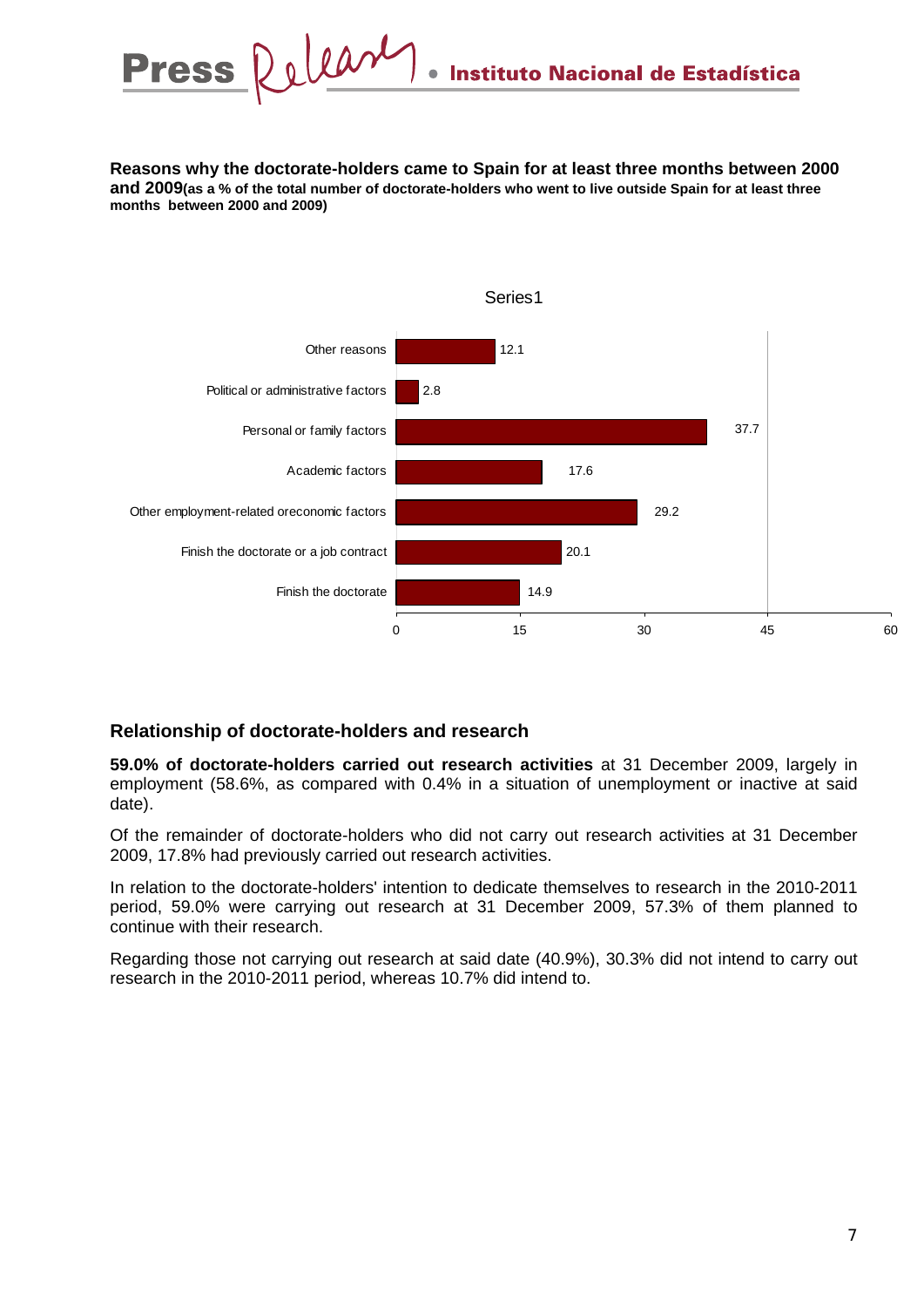**Reasons why the doctorate-holders came to Spain for at least three months between 2000 and 2009** **(as a % of the total number of doctorate-holders who went to live outside Spain for at least three months between 2000 and 2009)**

| Reason | Series1 |
|---|---|
| Other reasons | 12.1 |
| Political or administrative factors | 2.8 |
| Personal or family factors | 37.7 |
| Academic factors | 17.6 |
| Other employment-related oreconomic factors | 29.2 |
| Finish the doctorate or a job contract | 20.1 |
| Finish the doctorate | 14.9 |

## Relationship of doctorate-holders and research

**59.0% of doctorate-holders carried out research activities** at 31 December 2009, largely in employment (58.6%, as compared with 0.4% in a situation of unemployment or inactive at said date).

Of the remainder of doctorate-holders who did not carry out research activities at 31 December 2009, 17.8% had previously carried out research activities.

In relation to the doctorate-holders' intention to dedicate themselves to research in the 2010-2011 period, 59.0% were carrying out research at 31 December 2009, 57.3% of them planned to continue with their research.

Regarding those not carrying out research at said date (40.9%), 30.3% did not intend to carry out research in the 2010-2011 period, whereas 10.7% did intend to.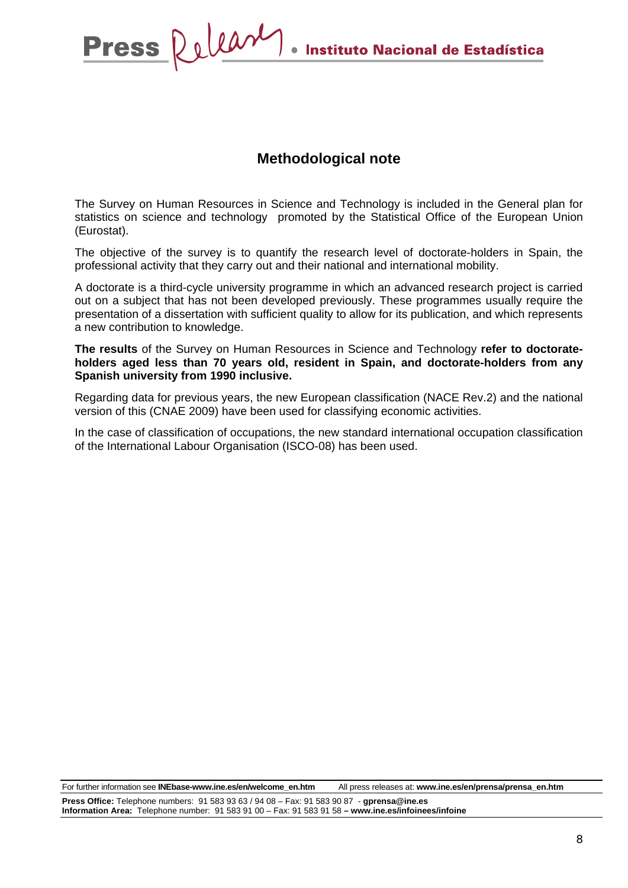## Methodological note

The Survey on Human Resources in Science and Technology is included in the General plan for statistics on science and technology promoted by the Statistical Office of the European Union (Eurostat).

The objective of the survey is to quantify the research level of doctorate-holders in Spain, the professional activity that they carry out and their national and international mobility.

A doctorate is a third-cycle university programme in which an advanced research project is carried out on a subject that has not been developed previously. These programmes usually require the presentation of a dissertation with sufficient quality to allow for its publication, and which represents a new contribution to knowledge.

**The results** of the Survey on Human Resources in Science and Technology **refer to doctorate-holders aged less than 70 years old, resident in Spain, and doctorate-holders from any Spanish university from 1990 inclusive.**

Regarding data for previous years, the new European classification (NACE Rev.2) and the national version of this (CNAE 2009) have been used for classifying economic activities.

In the case of classification of occupations, the new standard international occupation classification of the International Labour Organisation (ISCO-08) has been used.